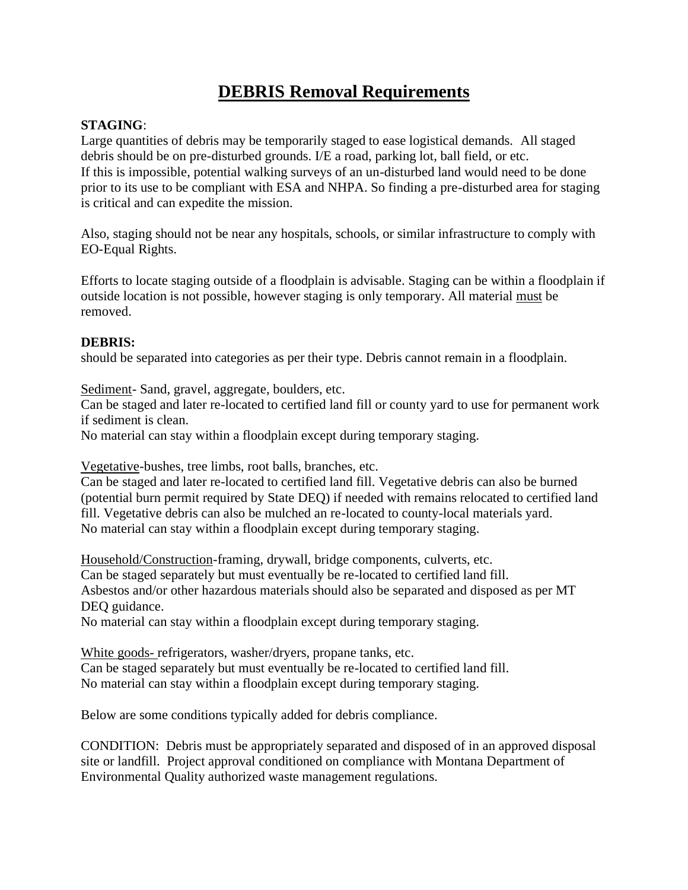# DEBRIS Removal Requirements

**STAGING**:

Large quantities of debris may be temporarily staged to ease logistical demands. All staged debris should be on pre-disturbed grounds. I/E a road, parking lot, ball field, or etc. If this is impossible, potential walking surveys of an un-disturbed land would need to be done prior to its use to be compliant with ESA and NHPA. So finding a pre-disturbed area for staging is critical and can expedite the mission.

Also, staging should not be near any hospitals, schools, or similar infrastructure to comply with EO-Equal Rights.

Efforts to locate staging outside of a floodplain is advisable. Staging can be within a floodplain if outside location is not possible, however staging is only temporary. All material <u>must</u> be removed.

**DEBRIS:**

should be separated into categories as per their type. Debris cannot remain in a floodplain.

<u>Sediment</u>- Sand, gravel, aggregate, boulders, etc.
Can be staged and later re-located to certified land fill or county yard to use for permanent work if sediment is clean.
No material can stay within a floodplain except during temporary staging.

<u>Vegetative</u>-bushes, tree limbs, root balls, branches, etc.
Can be staged and later re-located to certified land fill. Vegetative debris can also be burned (potential burn permit required by State DEQ) if needed with remains relocated to certified land fill. Vegetative debris can also be mulched an re-located to county-local materials yard.
No material can stay within a floodplain except during temporary staging.

<u>Household/Construction</u>-framing, drywall, bridge components, culverts, etc.
Can be staged separately but must eventually be re-located to certified land fill.
Asbestos and/or other hazardous materials should also be separated and disposed as per MT DEQ guidance.
No material can stay within a floodplain except during temporary staging.

<u>White goods-</u> refrigerators, washer/dryers, propane tanks, etc.
Can be staged separately but must eventually be re-located to certified land fill.
No material can stay within a floodplain except during temporary staging.

Below are some conditions typically added for debris compliance.

CONDITION: Debris must be appropriately separated and disposed of in an approved disposal site or landfill. Project approval conditioned on compliance with Montana Department of Environmental Quality authorized waste management regulations.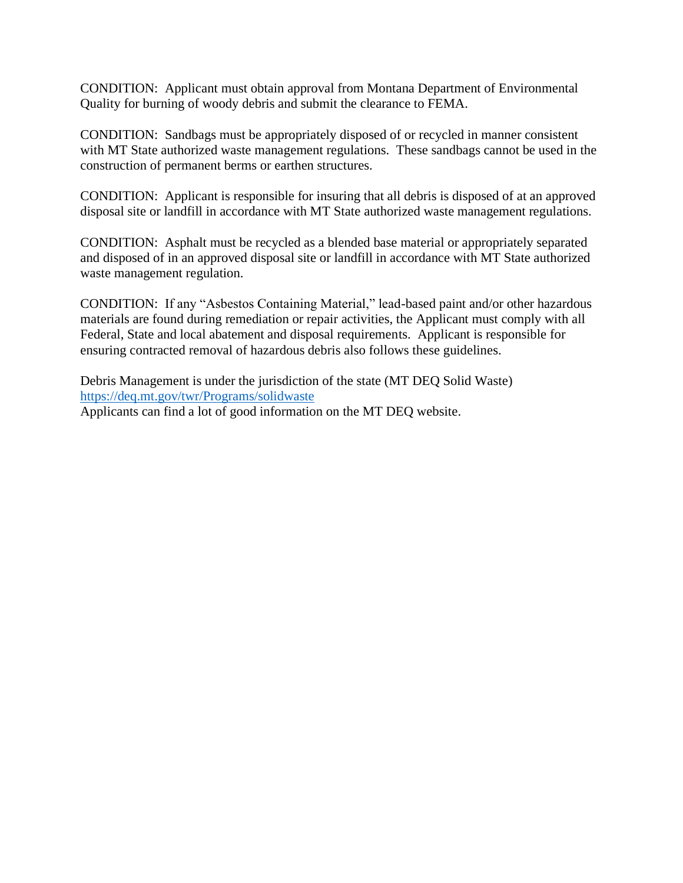CONDITION: Applicant must obtain approval from Montana Department of Environmental Quality for burning of woody debris and submit the clearance to FEMA.

CONDITION: Sandbags must be appropriately disposed of or recycled in manner consistent with MT State authorized waste management regulations. These sandbags cannot be used in the construction of permanent berms or earthen structures.

CONDITION: Applicant is responsible for insuring that all debris is disposed of at an approved disposal site or landfill in accordance with MT State authorized waste management regulations.

CONDITION: Asphalt must be recycled as a blended base material or appropriately separated and disposed of in an approved disposal site or landfill in accordance with MT State authorized waste management regulation.

CONDITION: If any "Asbestos Containing Material," lead-based paint and/or other hazardous materials are found during remediation or repair activities, the Applicant must comply with all Federal, State and local abatement and disposal requirements. Applicant is responsible for ensuring contracted removal of hazardous debris also follows these guidelines.

Debris Management is under the jurisdiction of the state (MT DEQ Solid Waste)
https://deq.mt.gov/twr/Programs/solidwaste
Applicants can find a lot of good information on the MT DEQ website.